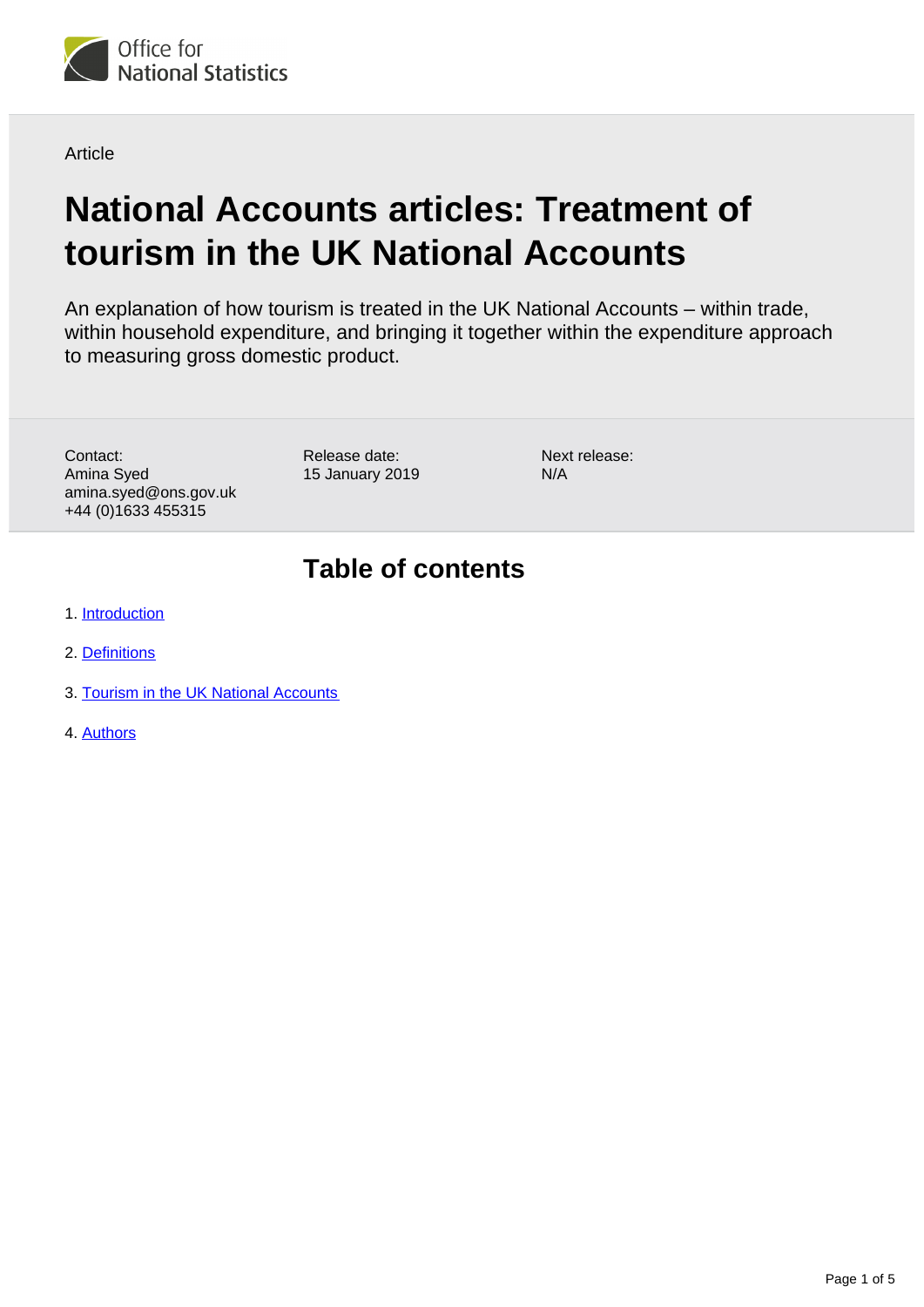Office for National Statistics

Article

# National Accounts articles: Treatment of tourism in the UK National Accounts

An explanation of how tourism is treated in the UK National Accounts – within trade, within household expenditure, and bringing it together within the expenditure approach to measuring gross domestic product.

Contact:
Amina Syed
amina.syed@ons.gov.uk
+44 (0)1633 455315

Release date:
15 January 2019

Next release:
N/A

## Table of contents

1. Introduction
2. Definitions
3. Tourism in the UK National Accounts
4. Authors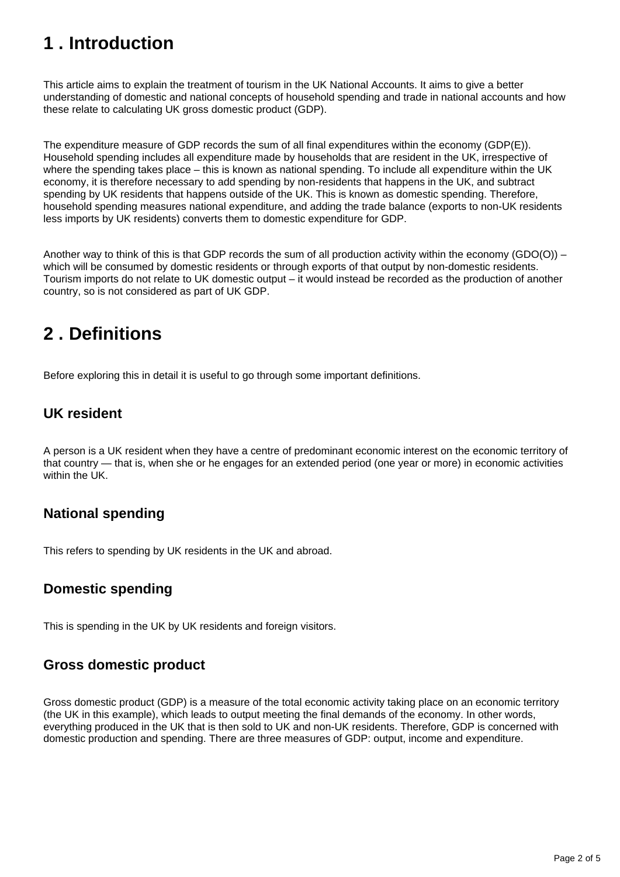# 1 . Introduction

This article aims to explain the treatment of tourism in the UK National Accounts. It aims to give a better understanding of domestic and national concepts of household spending and trade in national accounts and how these relate to calculating UK gross domestic product (GDP).

The expenditure measure of GDP records the sum of all final expenditures within the economy (GDP(E)). Household spending includes all expenditure made by households that are resident in the UK, irrespective of where the spending takes place – this is known as national spending. To include all expenditure within the UK economy, it is therefore necessary to add spending by non-residents that happens in the UK, and subtract spending by UK residents that happens outside of the UK. This is known as domestic spending. Therefore, household spending measures national expenditure, and adding the trade balance (exports to non-UK residents less imports by UK residents) converts them to domestic expenditure for GDP.

Another way to think of this is that GDP records the sum of all production activity within the economy (GDO(O)) – which will be consumed by domestic residents or through exports of that output by non-domestic residents. Tourism imports do not relate to UK domestic output – it would instead be recorded as the production of another country, so is not considered as part of UK GDP.

# 2 . Definitions

Before exploring this in detail it is useful to go through some important definitions.

## UK resident

A person is a UK resident when they have a centre of predominant economic interest on the economic territory of that country — that is, when she or he engages for an extended period (one year or more) in economic activities within the UK.

## National spending

This refers to spending by UK residents in the UK and abroad.

## Domestic spending

This is spending in the UK by UK residents and foreign visitors.

## Gross domestic product

Gross domestic product (GDP) is a measure of the total economic activity taking place on an economic territory (the UK in this example), which leads to output meeting the final demands of the economy. In other words, everything produced in the UK that is then sold to UK and non-UK residents. Therefore, GDP is concerned with domestic production and spending. There are three measures of GDP: output, income and expenditure.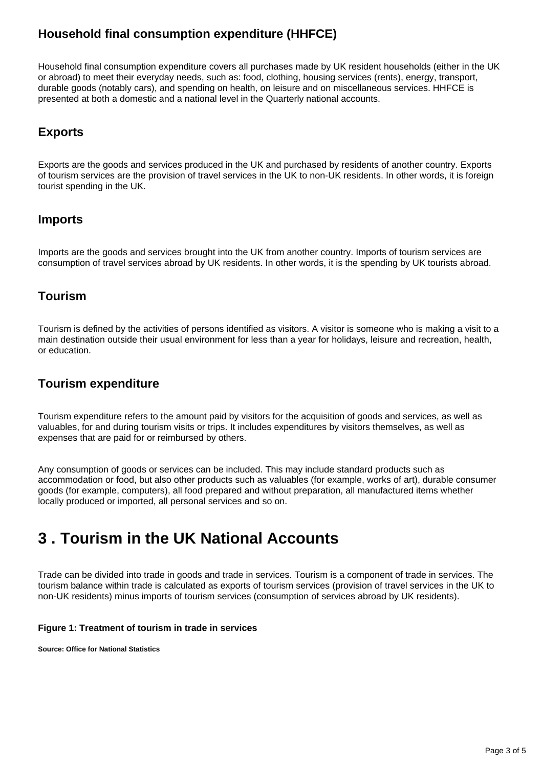### Household final consumption expenditure (HHFCE)

Household final consumption expenditure covers all purchases made by UK resident households (either in the UK or abroad) to meet their everyday needs, such as: food, clothing, housing services (rents), energy, transport, durable goods (notably cars), and spending on health, on leisure and on miscellaneous services. HHFCE is presented at both a domestic and a national level in the Quarterly national accounts.

### Exports

Exports are the goods and services produced in the UK and purchased by residents of another country. Exports of tourism services are the provision of travel services in the UK to non-UK residents. In other words, it is foreign tourist spending in the UK.

### Imports

Imports are the goods and services brought into the UK from another country. Imports of tourism services are consumption of travel services abroad by UK residents. In other words, it is the spending by UK tourists abroad.

### Tourism

Tourism is defined by the activities of persons identified as visitors. A visitor is someone who is making a visit to a main destination outside their usual environment for less than a year for holidays, leisure and recreation, health, or education.

### Tourism expenditure

Tourism expenditure refers to the amount paid by visitors for the acquisition of goods and services, as well as valuables, for and during tourism visits or trips. It includes expenditures by visitors themselves, as well as expenses that are paid for or reimbursed by others.

Any consumption of goods or services can be included. This may include standard products such as accommodation or food, but also other products such as valuables (for example, works of art), durable consumer goods (for example, computers), all food prepared and without preparation, all manufactured items whether locally produced or imported, all personal services and so on.

## 3 . Tourism in the UK National Accounts

Trade can be divided into trade in goods and trade in services. Tourism is a component of trade in services. The tourism balance within trade is calculated as exports of tourism services (provision of travel services in the UK to non-UK residents) minus imports of tourism services (consumption of services abroad by UK residents).

**Figure 1: Treatment of tourism in trade in services**

**Source: Office for National Statistics**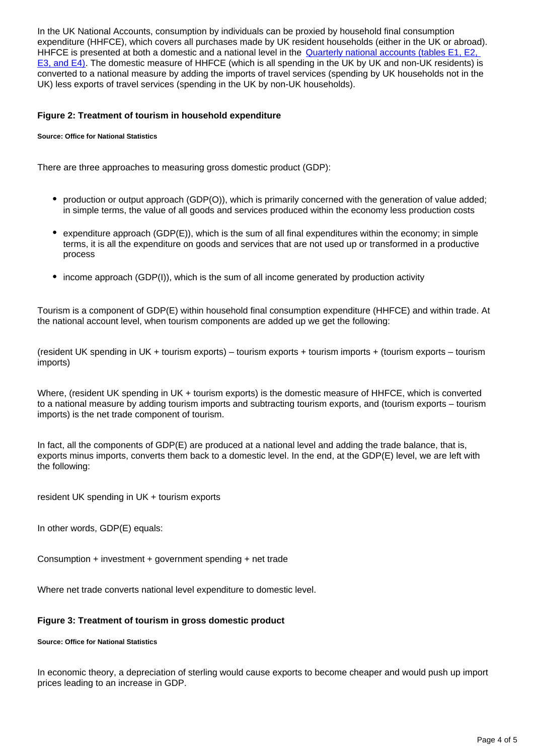In the UK National Accounts, consumption by individuals can be proxied by household final consumption expenditure (HHFCE), which covers all purchases made by UK resident households (either in the UK or abroad). HHFCE is presented at both a domestic and a national level in the [Quarterly national accounts (tables E1, E2, E3, and E4)](). The domestic measure of HHFCE (which is all spending in the UK by UK and non-UK residents) is converted to a national measure by adding the imports of travel services (spending by UK households not in the UK) less exports of travel services (spending in the UK by non-UK households).

**Figure 2: Treatment of tourism in household expenditure**

**Source: Office for National Statistics**

There are three approaches to measuring gross domestic product (GDP):

- production or output approach (GDP(O)), which is primarily concerned with the generation of value added; in simple terms, the value of all goods and services produced within the economy less production costs
- expenditure approach (GDP(E)), which is the sum of all final expenditures within the economy; in simple terms, it is all the expenditure on goods and services that are not used up or transformed in a productive process
- income approach (GDP(I)), which is the sum of all income generated by production activity

Tourism is a component of GDP(E) within household final consumption expenditure (HHFCE) and within trade. At the national account level, when tourism components are added up we get the following:

(resident UK spending in UK + tourism exports) – tourism exports + tourism imports + (tourism exports – tourism imports)

Where, (resident UK spending in UK + tourism exports) is the domestic measure of HHFCE, which is converted to a national measure by adding tourism imports and subtracting tourism exports, and (tourism exports – tourism imports) is the net trade component of tourism.

In fact, all the components of GDP(E) are produced at a national level and adding the trade balance, that is, exports minus imports, converts them back to a domestic level. In the end, at the GDP(E) level, we are left with the following:

resident UK spending in UK + tourism exports

In other words, GDP(E) equals:

Consumption + investment + government spending + net trade

Where net trade converts national level expenditure to domestic level.

**Figure 3: Treatment of tourism in gross domestic product**

**Source: Office for National Statistics**

In economic theory, a depreciation of sterling would cause exports to become cheaper and would push up import prices leading to an increase in GDP.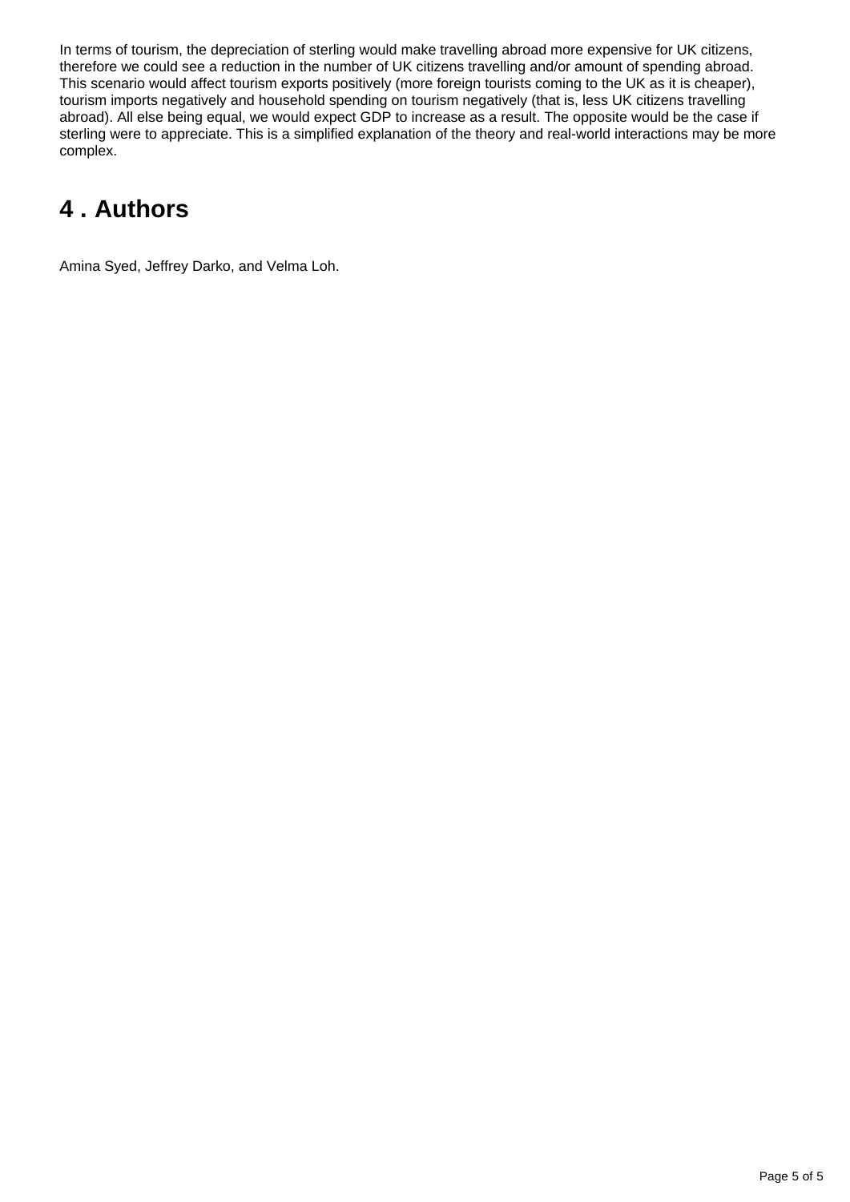In terms of tourism, the depreciation of sterling would make travelling abroad more expensive for UK citizens, therefore we could see a reduction in the number of UK citizens travelling and/or amount of spending abroad. This scenario would affect tourism exports positively (more foreign tourists coming to the UK as it is cheaper), tourism imports negatively and household spending on tourism negatively (that is, less UK citizens travelling abroad). All else being equal, we would expect GDP to increase as a result. The opposite would be the case if sterling were to appreciate. This is a simplified explanation of the theory and real-world interactions may be more complex.

## 4 . Authors

Amina Syed, Jeffrey Darko, and Velma Loh.